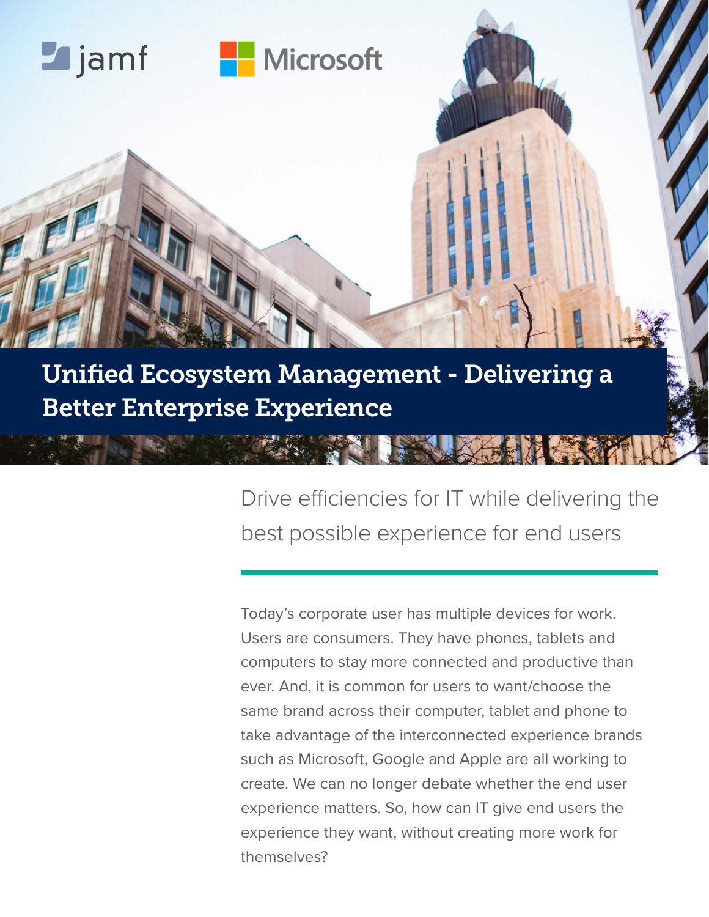# Unified Ecosystem Management - Delivering a Better Enterprise Experience

## Drive efficiencies for IT while delivering the best possible experience for end users

Today's corporate user has multiple devices for work. Users are consumers. They have phones, tablets and computers to stay more connected and productive than ever. And, it is common for users to want/choose the same brand across their computer, tablet and phone to take advantage of the interconnected experience brands such as Microsoft, Google and Apple are all working to create. We can no longer debate whether the end user experience matters. So, how can IT give end users the experience they want, without creating more work for themselves?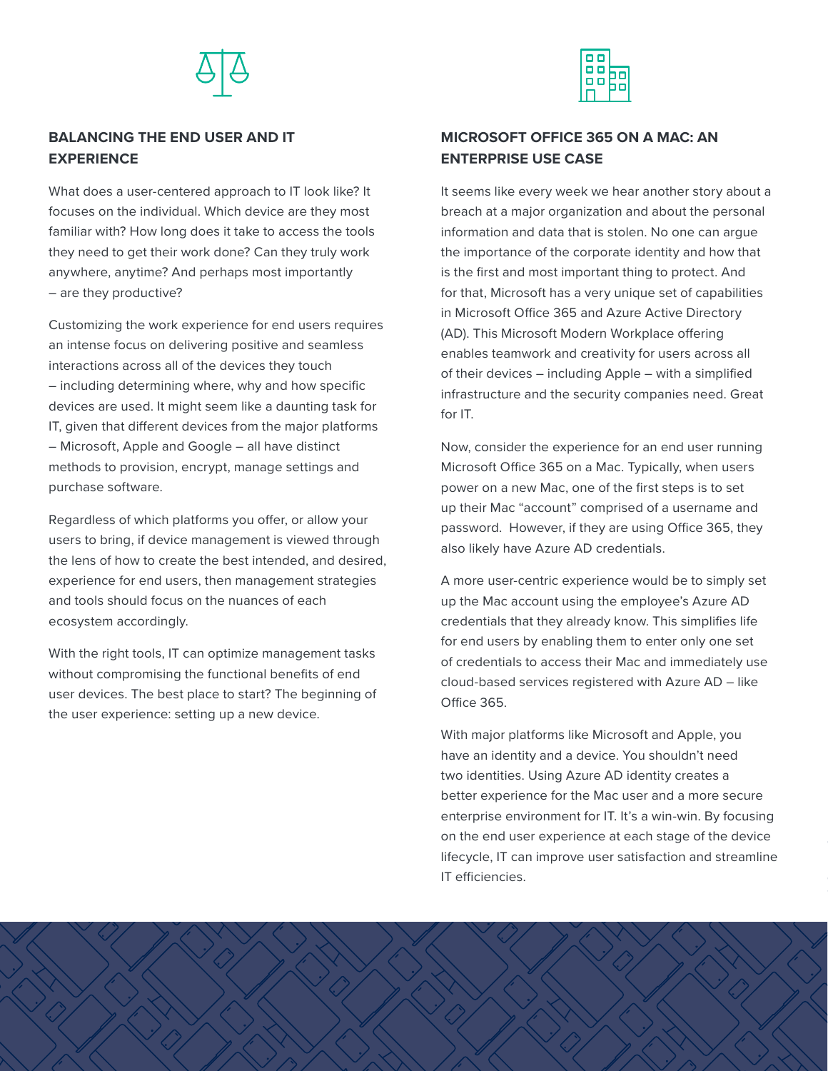## BALANCING THE END USER AND IT EXPERIENCE

What does a user-centered approach to IT look like? It focuses on the individual. Which device are they most familiar with? How long does it take to access the tools they need to get their work done? Can they truly work anywhere, anytime? And perhaps most importantly – are they productive?

Customizing the work experience for end users requires an intense focus on delivering positive and seamless interactions across all of the devices they touch – including determining where, why and how specific devices are used. It might seem like a daunting task for IT, given that different devices from the major platforms – Microsoft, Apple and Google – all have distinct methods to provision, encrypt, manage settings and purchase software.

Regardless of which platforms you offer, or allow your users to bring, if device management is viewed through the lens of how to create the best intended, and desired, experience for end users, then management strategies and tools should focus on the nuances of each ecosystem accordingly.

With the right tools, IT can optimize management tasks without compromising the functional benefits of end user devices. The best place to start? The beginning of the user experience: setting up a new device.

## MICROSOFT OFFICE 365 ON A MAC: AN ENTERPRISE USE CASE

It seems like every week we hear another story about a breach at a major organization and about the personal information and data that is stolen. No one can argue the importance of the corporate identity and how that is the first and most important thing to protect. And for that, Microsoft has a very unique set of capabilities in Microsoft Office 365 and Azure Active Directory (AD). This Microsoft Modern Workplace offering enables teamwork and creativity for users across all of their devices – including Apple – with a simplified infrastructure and the security companies need. Great for IT.

Now, consider the experience for an end user running Microsoft Office 365 on a Mac. Typically, when users power on a new Mac, one of the first steps is to set up their Mac "account" comprised of a username and password. However, if they are using Office 365, they also likely have Azure AD credentials.

A more user-centric experience would be to simply set up the Mac account using the employee's Azure AD credentials that they already know. This simplifies life for end users by enabling them to enter only one set of credentials to access their Mac and immediately use cloud-based services registered with Azure AD – like Office 365.

With major platforms like Microsoft and Apple, you have an identity and a device. You shouldn't need two identities. Using Azure AD identity creates a better experience for the Mac user and a more secure enterprise environment for IT. It's a win-win. By focusing on the end user experience at each stage of the device lifecycle, IT can improve user satisfaction and streamline IT efficiencies.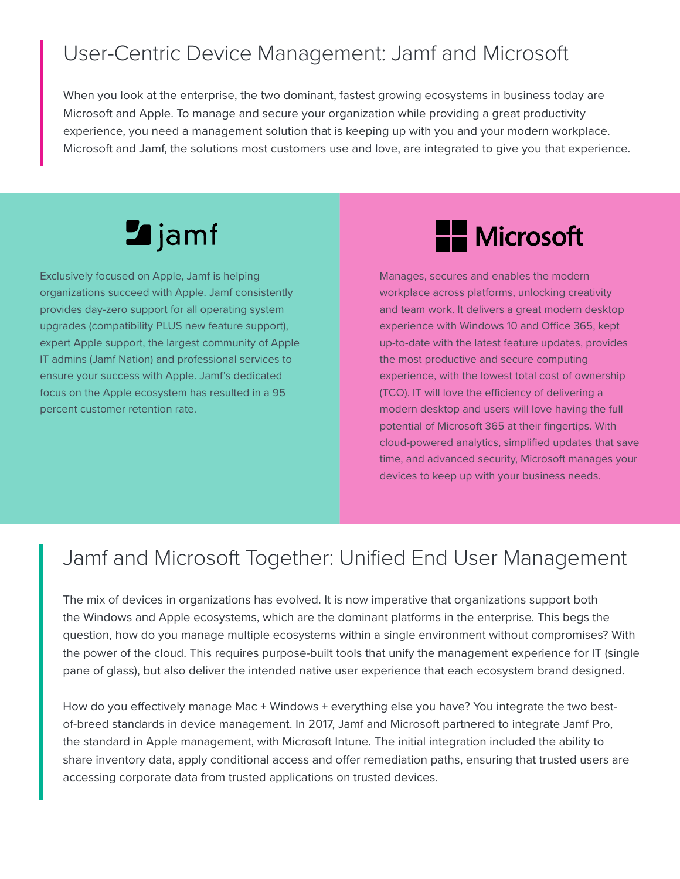# User-Centric Device Management: Jamf and Microsoft

When you look at the enterprise, the two dominant, fastest growing ecosystems in business today are Microsoft and Apple. To manage and secure your organization while providing a great productivity experience, you need a management solution that is keeping up with you and your modern workplace. Microsoft and Jamf, the solutions most customers use and love, are integrated to give you that experience.

## jamf

Exclusively focused on Apple, Jamf is helping organizations succeed with Apple. Jamf consistently provides day-zero support for all operating system upgrades (compatibility PLUS new feature support), expert Apple support, the largest community of Apple IT admins (Jamf Nation) and professional services to ensure your success with Apple. Jamf's dedicated focus on the Apple ecosystem has resulted in a 95 percent customer retention rate.

## Microsoft

Manages, secures and enables the modern workplace across platforms, unlocking creativity and team work. It delivers a great modern desktop experience with Windows 10 and Office 365, kept up-to-date with the latest feature updates, provides the most productive and secure computing experience, with the lowest total cost of ownership (TCO). IT will love the efficiency of delivering a modern desktop and users will love having the full potential of Microsoft 365 at their fingertips. With cloud-powered analytics, simplified updates that save time, and advanced security, Microsoft manages your devices to keep up with your business needs.

# Jamf and Microsoft Together: Unified End User Management

The mix of devices in organizations has evolved. It is now imperative that organizations support both the Windows and Apple ecosystems, which are the dominant platforms in the enterprise. This begs the question, how do you manage multiple ecosystems within a single environment without compromises? With the power of the cloud. This requires purpose-built tools that unify the management experience for IT (single pane of glass), but also deliver the intended native user experience that each ecosystem brand designed.

How do you effectively manage Mac + Windows + everything else you have? You integrate the two best-of-breed standards in device management. In 2017, Jamf and Microsoft partnered to integrate Jamf Pro, the standard in Apple management, with Microsoft Intune. The initial integration included the ability to share inventory data, apply conditional access and offer remediation paths, ensuring that trusted users are accessing corporate data from trusted applications on trusted devices.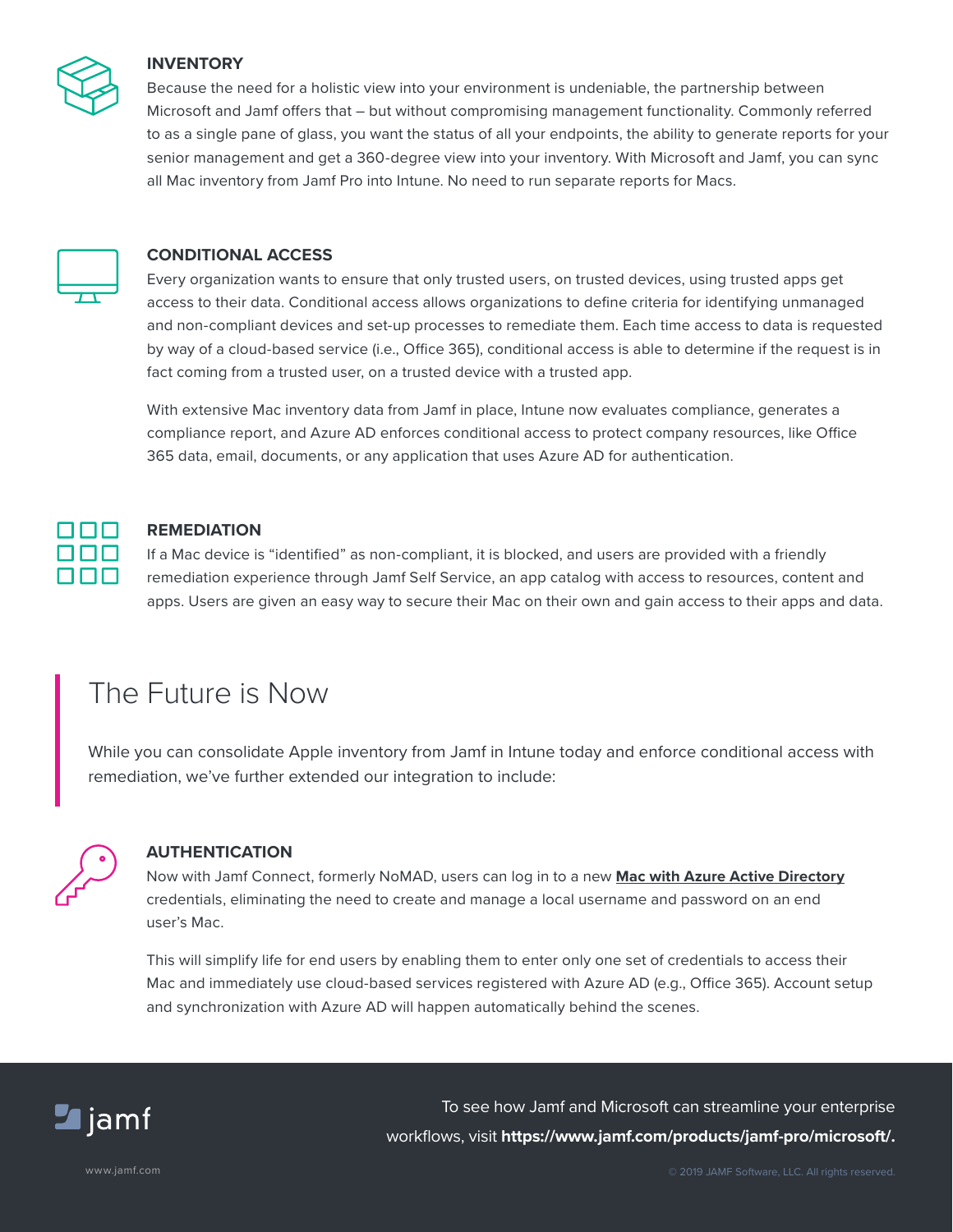### INVENTORY

Because the need for a holistic view into your environment is undeniable, the partnership between Microsoft and Jamf offers that – but without compromising management functionality. Commonly referred to as a single pane of glass, you want the status of all your endpoints, the ability to generate reports for your senior management and get a 360-degree view into your inventory. With Microsoft and Jamf, you can sync all Mac inventory from Jamf Pro into Intune. No need to run separate reports for Macs.

### CONDITIONAL ACCESS

Every organization wants to ensure that only trusted users, on trusted devices, using trusted apps get access to their data. Conditional access allows organizations to define criteria for identifying unmanaged and non-compliant devices and set-up processes to remediate them. Each time access to data is requested by way of a cloud-based service (i.e., Office 365), conditional access is able to determine if the request is in fact coming from a trusted user, on a trusted device with a trusted app.

With extensive Mac inventory data from Jamf in place, Intune now evaluates compliance, generates a compliance report, and Azure AD enforces conditional access to protect company resources, like Office 365 data, email, documents, or any application that uses Azure AD for authentication.

### REMEDIATION

If a Mac device is "identified" as non-compliant, it is blocked, and users are provided with a friendly remediation experience through Jamf Self Service, an app catalog with access to resources, content and apps. Users are given an easy way to secure their Mac on their own and gain access to their apps and data.

## The Future is Now

While you can consolidate Apple inventory from Jamf in Intune today and enforce conditional access with remediation, we've further extended our integration to include:

### AUTHENTICATION

Now with Jamf Connect, formerly NoMAD, users can log in to a new **Mac with Azure Active Directory** credentials, eliminating the need to create and manage a local username and password on an end user's Mac.

This will simplify life for end users by enabling them to enter only one set of credentials to access their Mac and immediately use cloud-based services registered with Azure AD (e.g., Office 365). Account setup and synchronization with Azure AD will happen automatically behind the scenes.

jamf

To see how Jamf and Microsoft can streamline your enterprise workflows, visit **https://www.jamf.com/products/jamf-pro/microsoft/.**

www.jamf.com

© 2019 JAMF Software, LLC. All rights reserved.